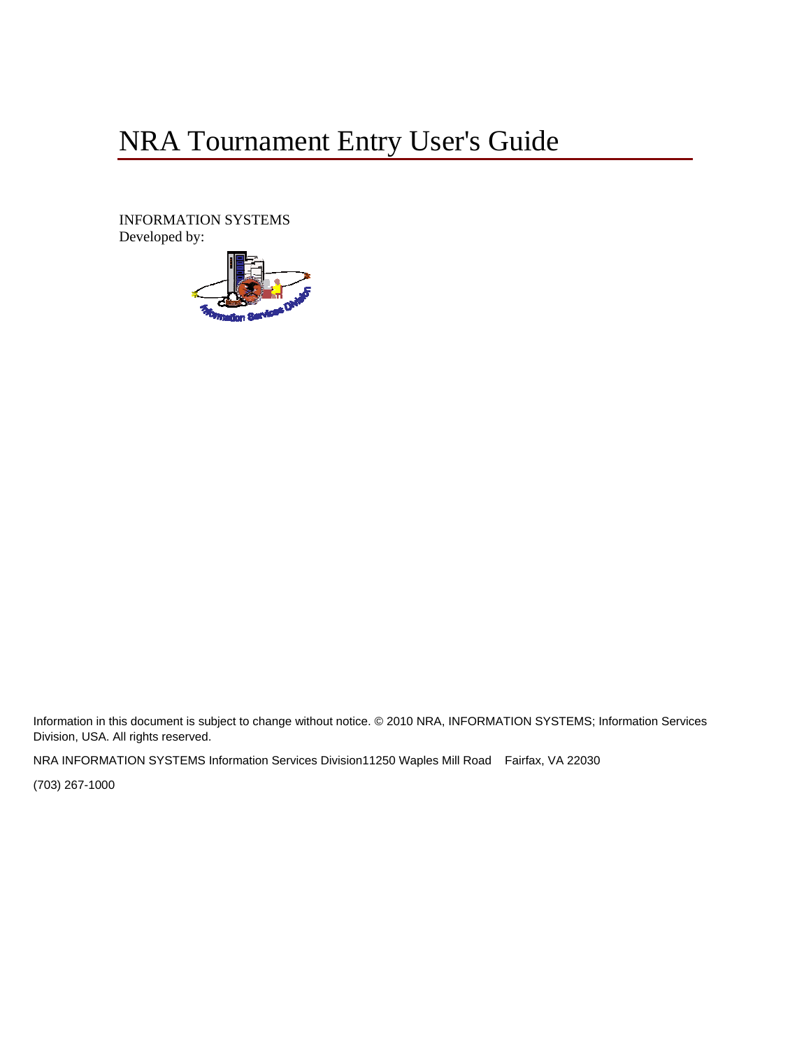# NRA Tournament Entry User's Guide

INFORMATION SYSTEMS
Developed by:

Information in this document is subject to change without notice. © 2010 NRA, INFORMATION SYSTEMS; Information Services Division, USA. All rights reserved.

NRA INFORMATION SYSTEMS Information Services Division11250 Waples Mill Road Fairfax, VA 22030

(703) 267-1000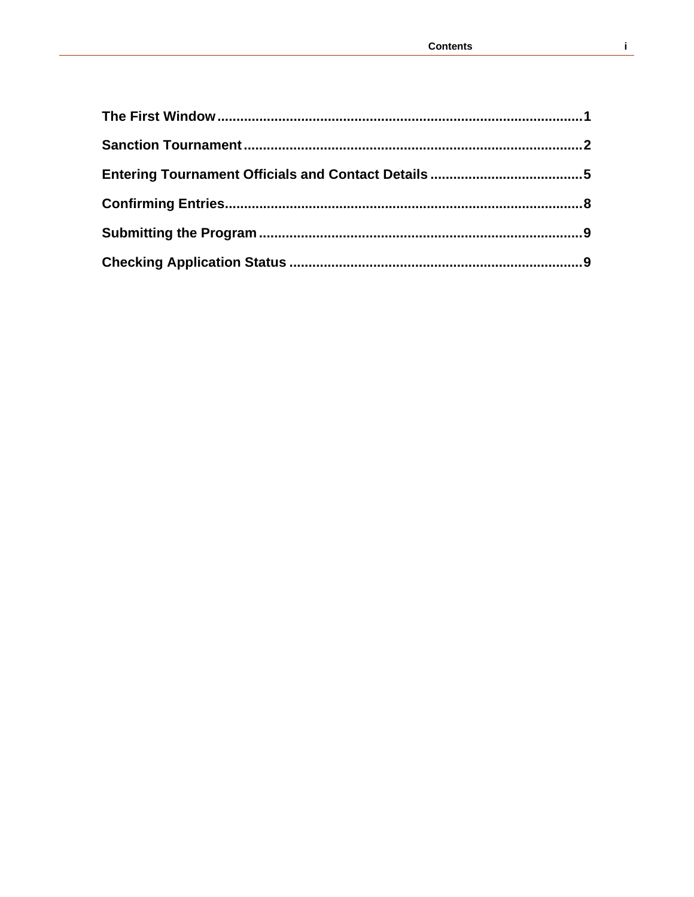**The First Window** ....................................................................................... 1

**Sanction Tournament** ................................................................................. 2

**Entering Tournament Officials and Contact Details** ....................................... 5

**Confirming Entries** ..................................................................................... 8

**Submitting the Program** ............................................................................. 9

**Checking Application Status** ...................................................................... 9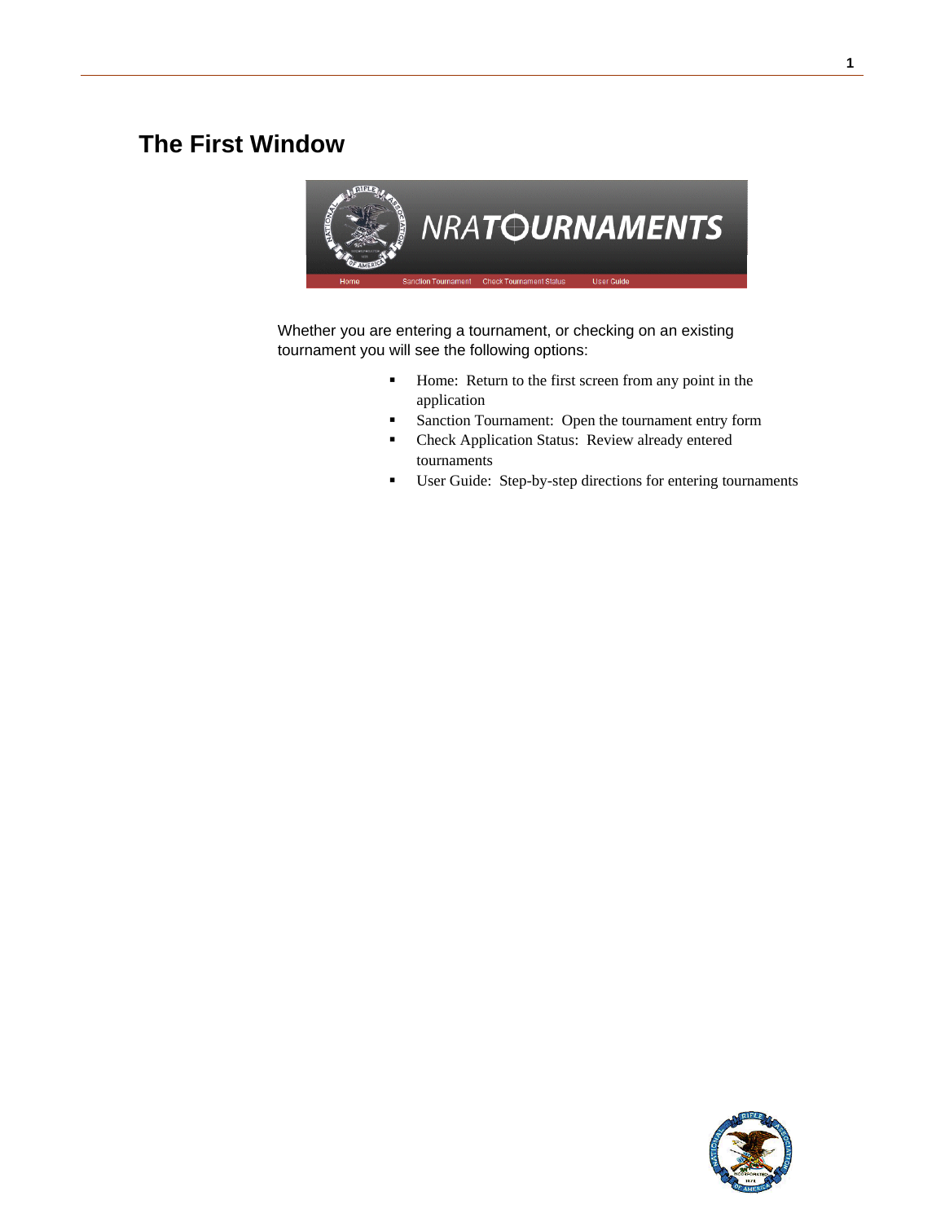# The First Window

Whether you are entering a tournament, or checking on an existing tournament you will see the following options:

- Home: Return to the first screen from any point in the application
- Sanction Tournament: Open the tournament entry form
- Check Application Status: Review already entered tournaments
- User Guide: Step-by-step directions for entering tournaments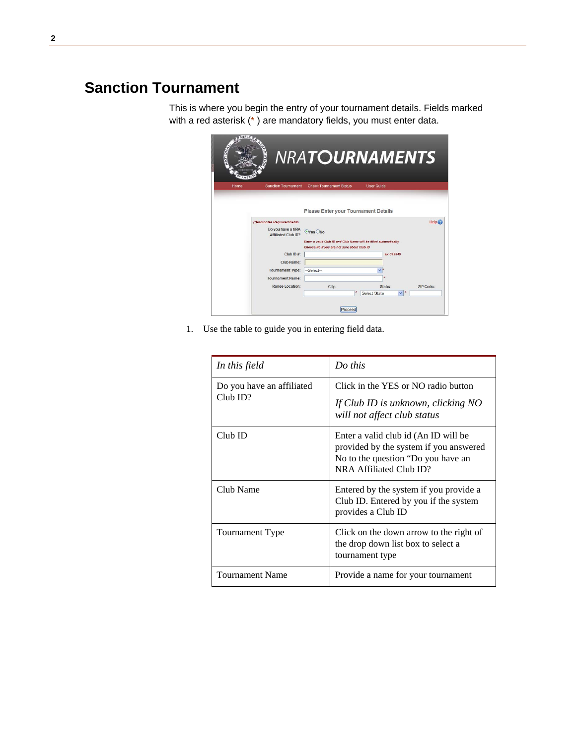# Sanction Tournament

This is where you begin the entry of your tournament details. Fields marked with a red asterisk (*) are mandatory fields, you must enter data.

1. Use the table to guide you in entering field data.

| *In this field* | *Do this* |
| --- | --- |
| Do you have an affiliated Club ID? | Click in the YES or NO radio button<br>*If Club ID is unknown, clicking NO will not affect club status* |
| Club ID | Enter a valid club id (An ID will be provided by the system if you answered No to the question “Do you have an NRA Affiliated Club ID? |
| Club Name | Entered by the system if you provide a Club ID. Entered by you if the system provides a Club ID |
| Tournament Type | Click on the down arrow to the right of the drop down list box to select a tournament type |
| Tournament Name | Provide a name for your tournament |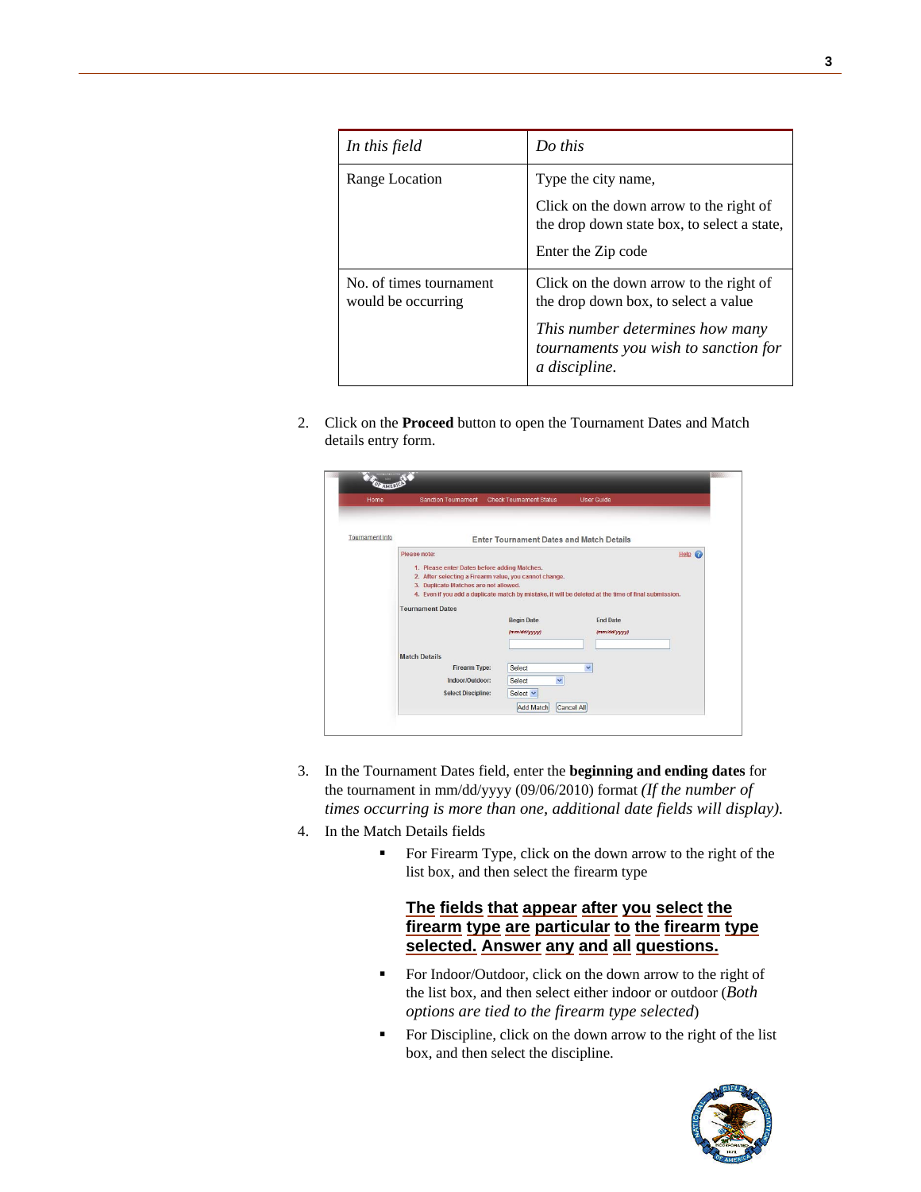| *In this field* | *Do this* |
|---|---|
| Range Location | Type the city name,<br><br>Click on the down arrow to the right of the drop down state box, to select a state,<br><br>Enter the Zip code |
| No. of times tournament would be occurring | Click on the down arrow to the right of the drop down box, to select a value<br><br>*This number determines how many tournaments you wish to sanction for a discipline.* |

2. Click on the **Proceed** button to open the Tournament Dates and Match details entry form.

3. In the Tournament Dates field, enter the **beginning and ending dates** for the tournament in mm/dd/yyyy (09/06/2010) format *(If the number of times occurring is more than one, additional date fields will display).*
4. In the Match Details fields
   - For Firearm Type, click on the down arrow to the right of the list box, and then select the firearm type

     **The fields that appear after you select the firearm type are particular to the firearm type selected. Answer any and all questions.**

   - For Indoor/Outdoor, click on the down arrow to the right of the list box, and then select either indoor or outdoor (*Both options are tied to the firearm type selected*)
   - For Discipline, click on the down arrow to the right of the list box, and then select the discipline.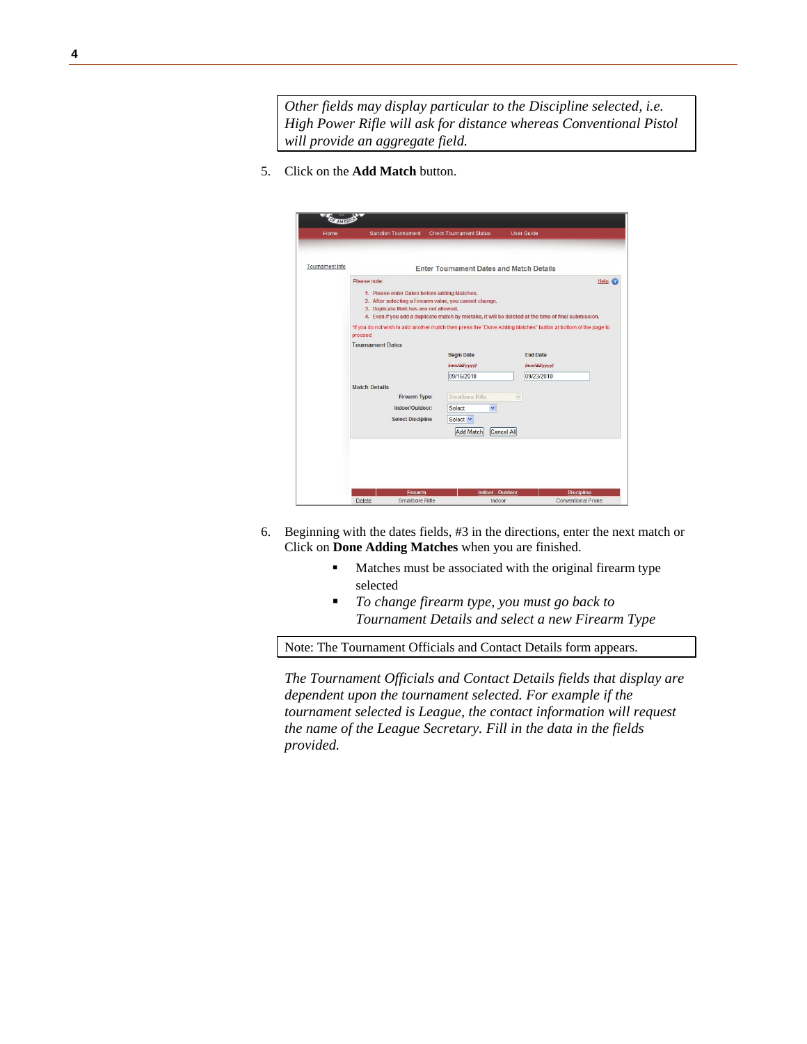> *Other fields may display particular to the Discipline selected, i.e. High Power Rifle will ask for distance whereas Conventional Pistol will provide an aggregate field.*

5. Click on the **Add Match** button.

6. Beginning with the dates fields, #3 in the directions, enter the next match or Click on **Done Adding Matches** when you are finished.
   - Matches must be associated with the original firearm type selected
   - *To change firearm type, you must go back to Tournament Details and select a new Firearm Type*

> Note: The Tournament Officials and Contact Details form appears.

*The Tournament Officials and Contact Details fields that display are dependent upon the tournament selected. For example if the tournament selected is League, the contact information will request the name of the League Secretary. Fill in the data in the fields provided.*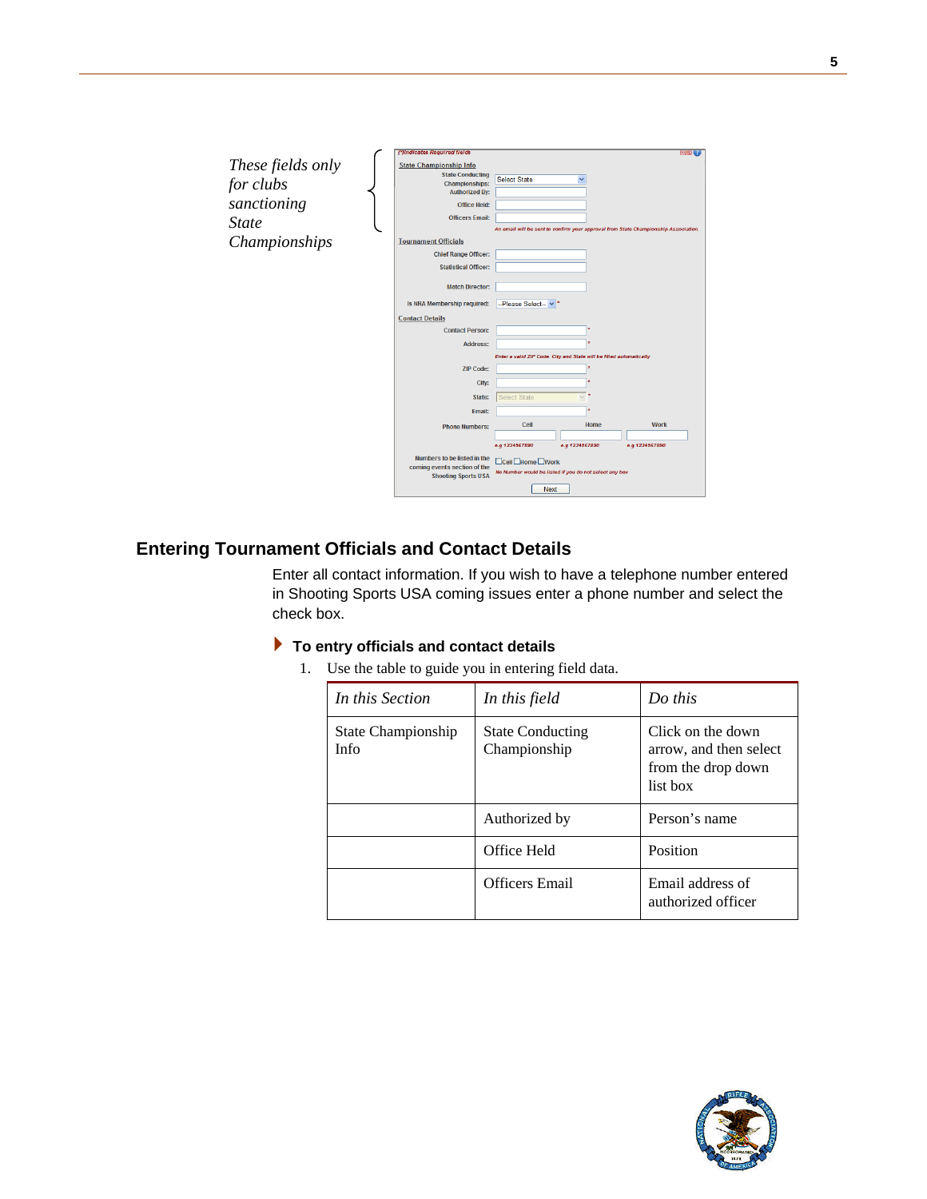*These fields only for clubs sanctioning State Championships*

## Entering Tournament Officials and Contact Details

Enter all contact information. If you wish to have a telephone number entered in Shooting Sports USA coming issues enter a phone number and select the check box.

### To entry officials and contact details

1. Use the table to guide you in entering field data.

| *In this Section* | *In this field* | *Do this* |
|---|---|---|
| State Championship Info | State Conducting Championship | Click on the down arrow, and then select from the drop down list box |
| | Authorized by | Person's name |
| | Office Held | Position |
| | Officers Email | Email address of authorized officer |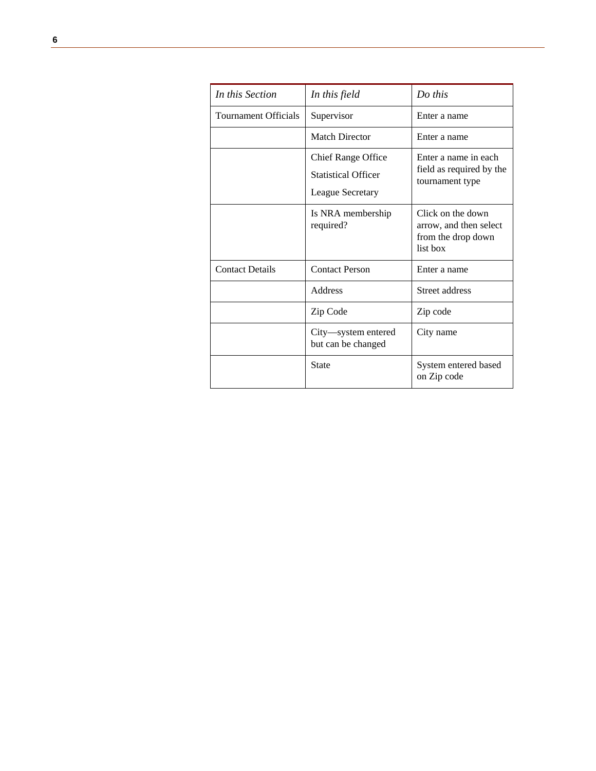| *In this Section* | *In this field* | *Do this* |
|---|---|---|
| Tournament Officials | Supervisor | Enter a name |
| | Match Director | Enter a name |
| | Chief Range Office<br>Statistical Officer<br>League Secretary | Enter a name in each field as required by the tournament type |
| | Is NRA membership required? | Click on the down arrow, and then select from the drop down list box |
| Contact Details | Contact Person | Enter a name |
| | Address | Street address |
| | Zip Code | Zip code |
| | City—system entered but can be changed | City name |
| | State | System entered based on Zip code |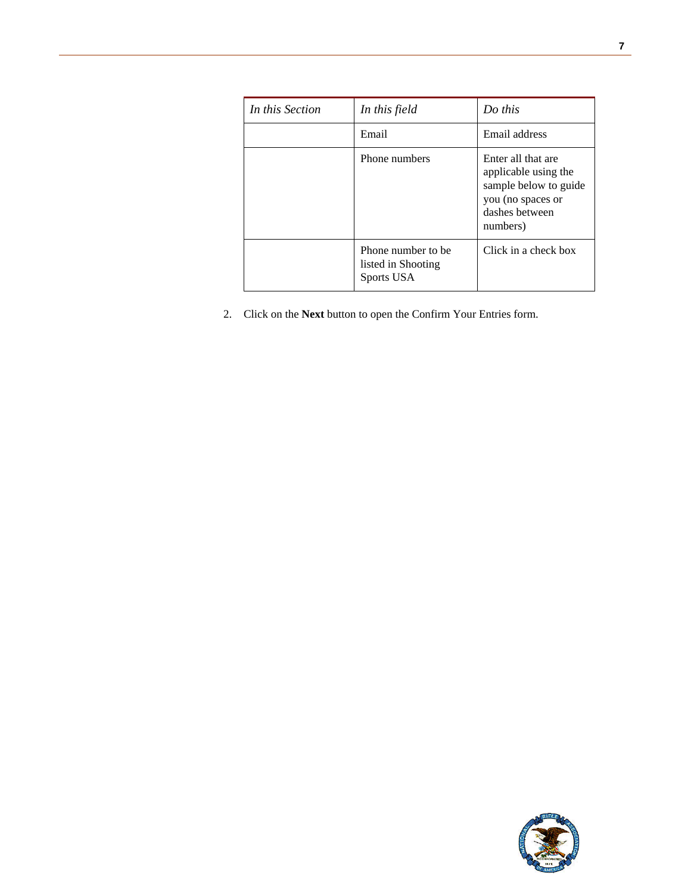| *In this Section* | *In this field* | *Do this* |
| --- | --- | --- |
| | Email | Email address |
| | Phone numbers | Enter all that are applicable using the sample below to guide you (no spaces or dashes between numbers) |
| | Phone number to be listed in Shooting Sports USA | Click in a check box |

2. Click on the **Next** button to open the Confirm Your Entries form.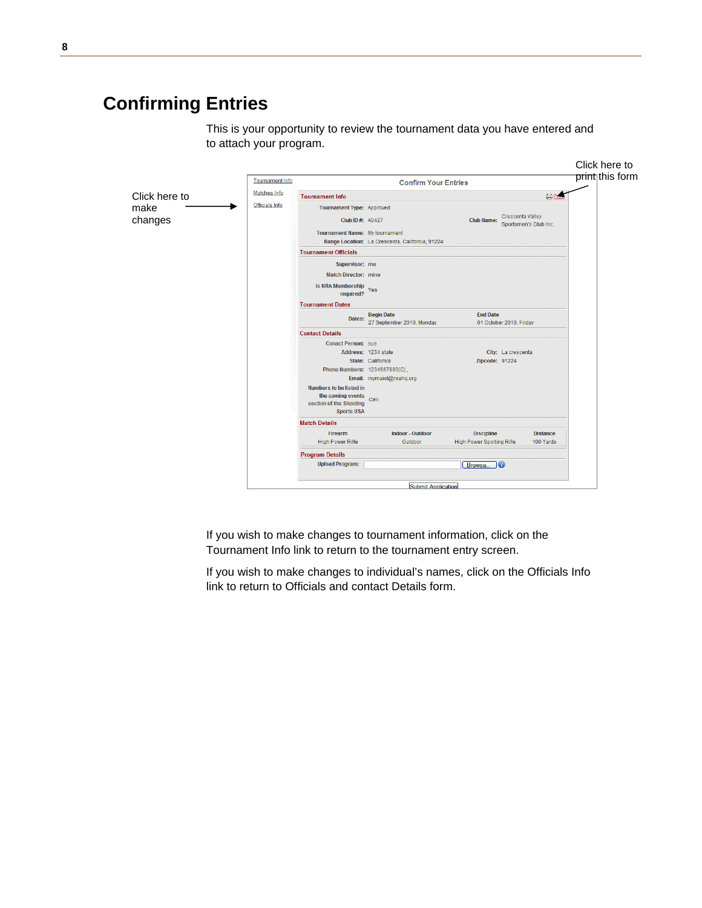# Confirming Entries

This is your opportunity to review the tournament data you have entered and to attach your program.

Click here to make changes

Click here to print this form

Tournament Info
Matches Info
Officials Info

**Confirm Your Entries**

**Tournament Info**

Tournament Type: Approved

Club ID #: A0427

Club Name: Crescenta Valley Sportsmen's Club Inc.

Tournament Name: My tournament

Range Location: La Crescenta, California, 91224

**Tournament Officials**

Supervisor: me

Match Director: mine

Is NRA Membership required? Yes

**Tournament Dates**

Dates: Begin Date 27 September 2010, Monday — End Date 01 October 2010, Friday

**Contact Details**

Conact Person: sue

Address: 1234 state

City: La crescenta

State: California

Zipcode: 91224

Phone Numbers: 1234567890(C) ,

Email: mymaiol@nrahq.org

Numbers to be listed in the coming events section of the Shooting Sports USA: Cell

**Match Details**

| Firearm | Indoor - Outdoor | Discipline | Distance |
|---|---|---|---|
| High Power Rifle | Outdoor | High Power Sporting Rifle | 100 Yards |

**Program Details**

Upload Program: [Browse...]

[Submit Application]

If you wish to make changes to tournament information, click on the Tournament Info link to return to the tournament entry screen.

If you wish to make changes to individual's names, click on the Officials Info link to return to Officials and contact Details form.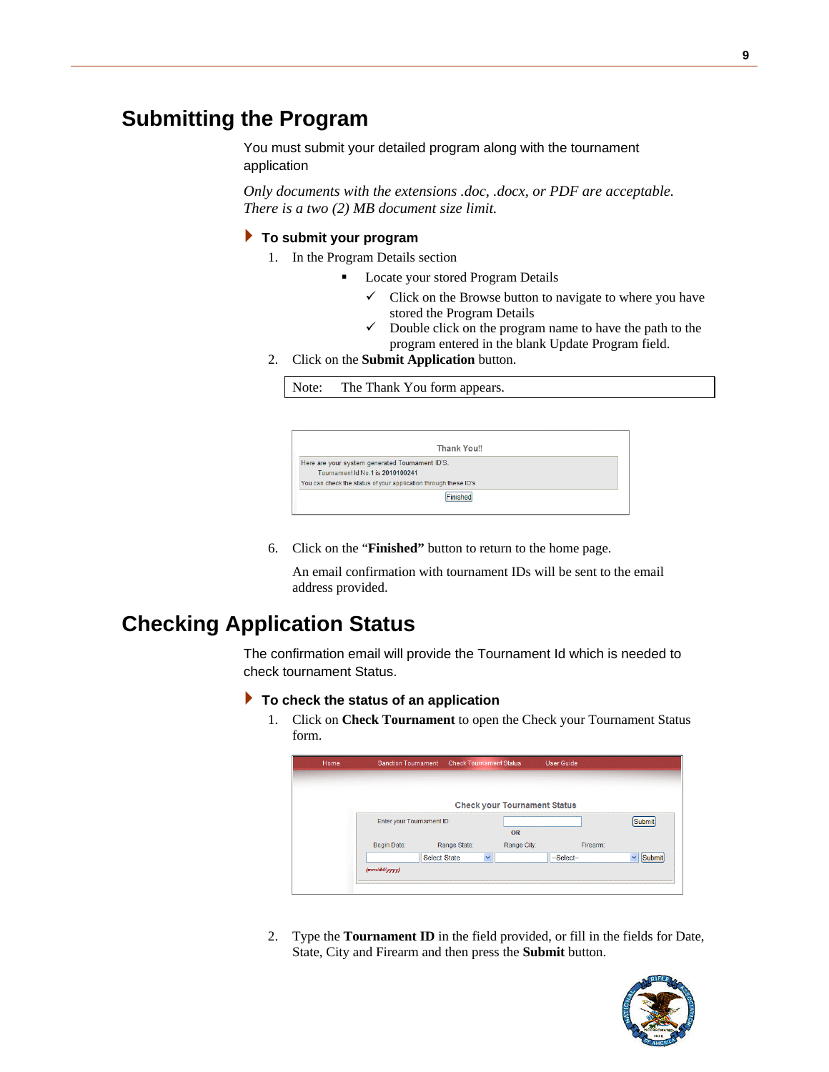## Submitting the Program

You must submit your detailed program along with the tournament application

*Only documents with the extensions .doc, .docx, or PDF are acceptable. There is a two (2) MB document size limit.*

### To submit your program

1. In the Program Details section
   - Locate your stored Program Details
     - ✓ Click on the Browse button to navigate to where you have stored the Program Details
     - ✓ Double click on the program name to have the path to the program entered in the blank Update Program field.
2. Click on the **Submit Application** button.

| Note: | The Thank You form appears. |
|---|---|

Thank You!!

Here are your system generated Tournament ID'S.
Tournament Id No.1 is 2010100241
You can check the status of your application through these ID's

Finished

6. Click on the "**Finished**" button to return to the home page.

   An email confirmation with tournament IDs will be sent to the email address provided.

## Checking Application Status

The confirmation email will provide the Tournament Id which is needed to check tournament Status.

### To check the status of an application

1. Click on **Check Tournament** to open the Check your Tournament Status form.

Home | Sanction Tournament | Check Tournament Status | User Guide

Check your Tournament Status

Enter your Tournament ID: Submit

OR

Begin Date: (mm/dd/yyyy) | Range State: Select State | Range City: | Firearm: --Select-- | Submit

2. Type the **Tournament ID** in the field provided, or fill in the fields for Date, State, City and Firearm and then press the **Submit** button.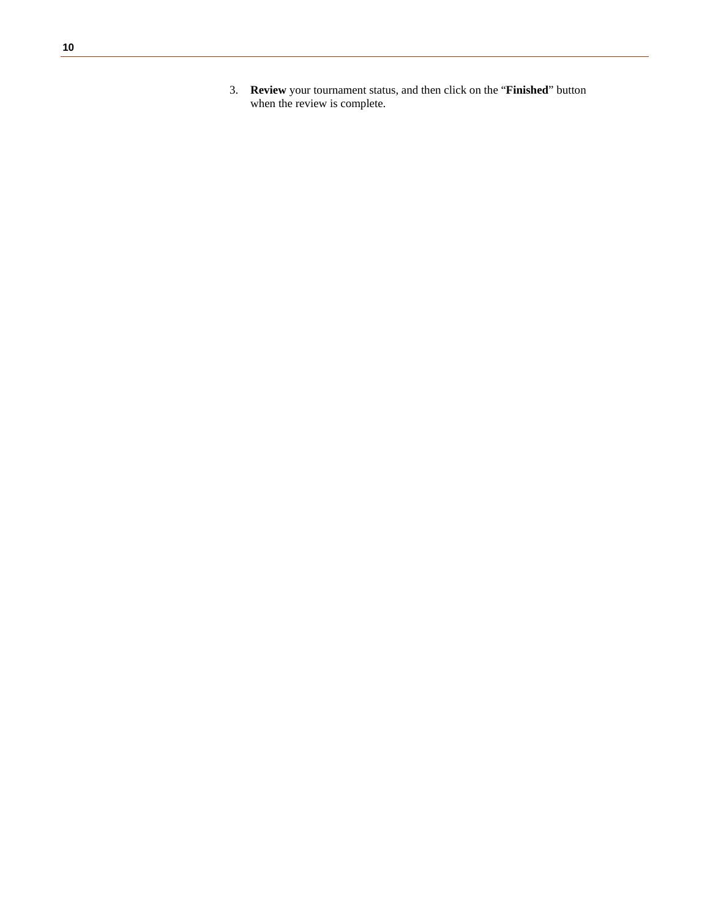3. **Review** your tournament status, and then click on the "**Finished**" button when the review is complete.